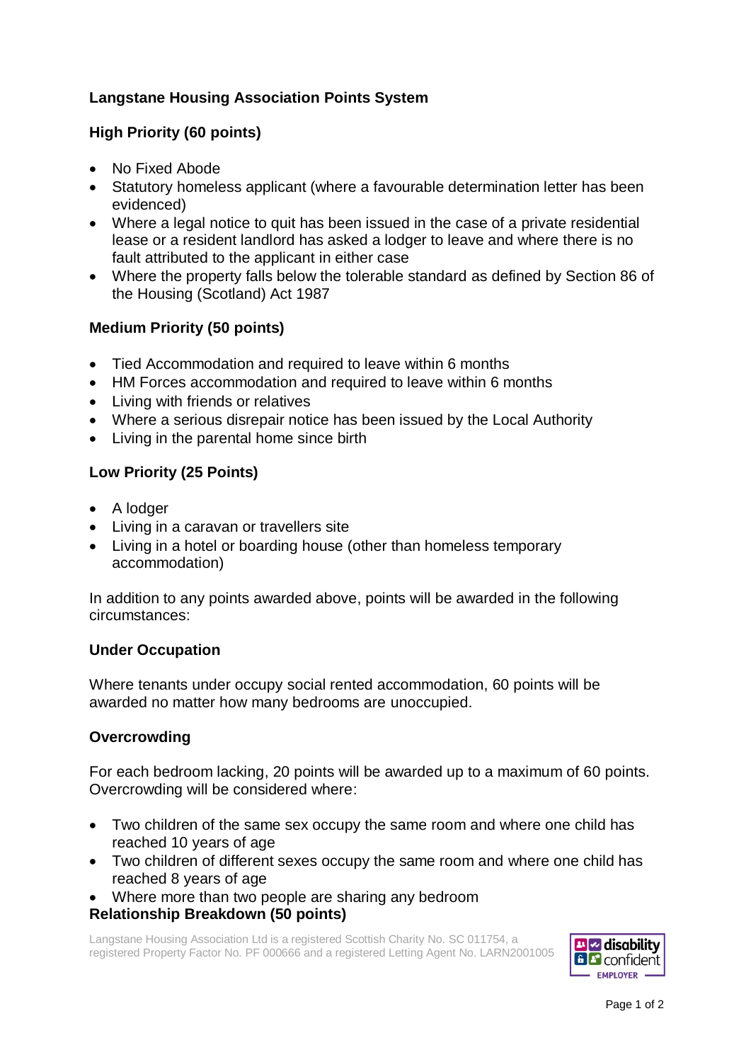# Langstane Housing Association Points System

## High Priority (60 points)

- No Fixed Abode
- Statutory homeless applicant (where a favourable determination letter has been evidenced)
- Where a legal notice to quit has been issued in the case of a private residential lease or a resident landlord has asked a lodger to leave and where there is no fault attributed to the applicant in either case
- Where the property falls below the tolerable standard as defined by Section 86 of the Housing (Scotland) Act 1987

## Medium Priority (50 points)

- Tied Accommodation and required to leave within 6 months
- HM Forces accommodation and required to leave within 6 months
- Living with friends or relatives
- Where a serious disrepair notice has been issued by the Local Authority
- Living in the parental home since birth

## Low Priority (25 Points)

- A lodger
- Living in a caravan or travellers site
- Living in a hotel or boarding house (other than homeless temporary accommodation)

In addition to any points awarded above, points will be awarded in the following circumstances:

## Under Occupation

Where tenants under occupy social rented accommodation, 60 points will be awarded no matter how many bedrooms are unoccupied.

## Overcrowding

For each bedroom lacking, 20 points will be awarded up to a maximum of 60 points. Overcrowding will be considered where:

- Two children of the same sex occupy the same room and where one child has reached 10 years of age
- Two children of different sexes occupy the same room and where one child has reached 8 years of age
- Where more than two people are sharing any bedroom

## Relationship Breakdown (50 points)

Langstane Housing Association Ltd is a registered Scottish Charity No. SC 011754, a registered Property Factor No. PF 000666 and a registered Letting Agent No. LARN2001005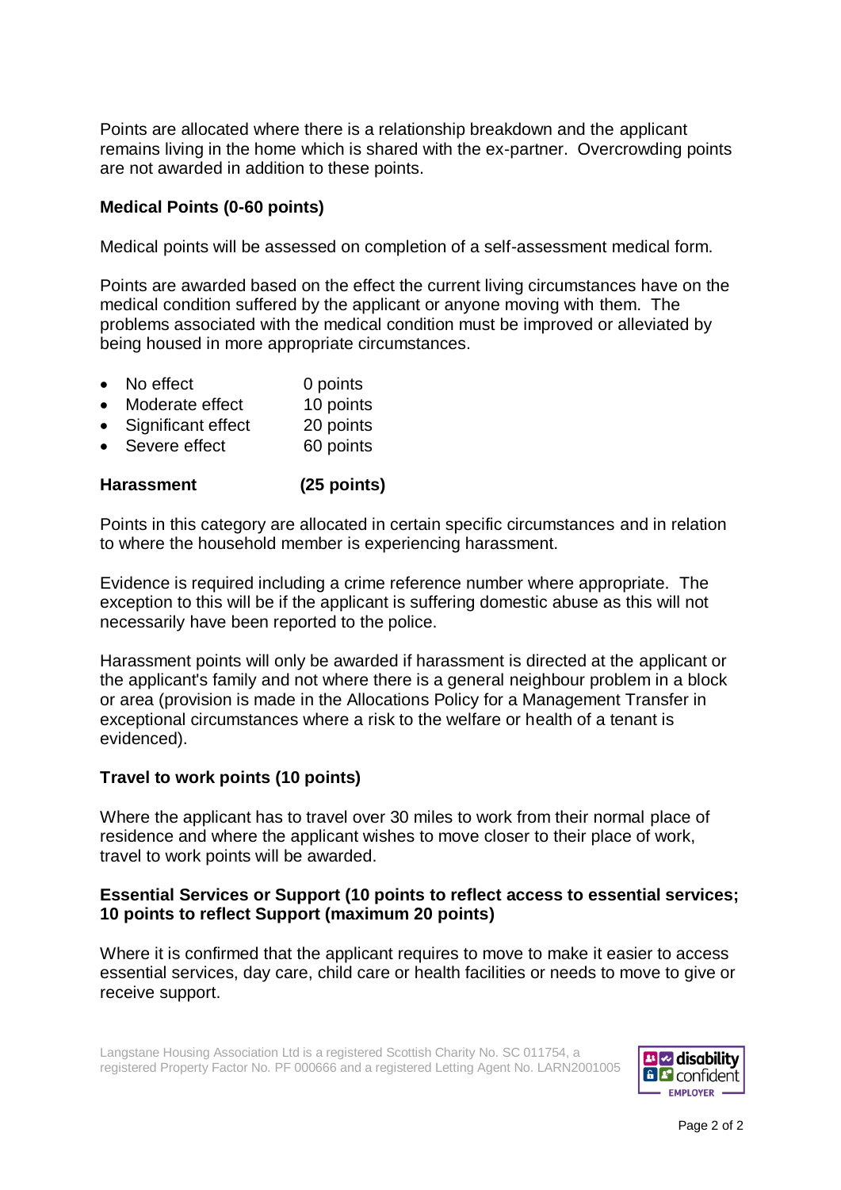Points are allocated where there is a relationship breakdown and the applicant remains living in the home which is shared with the ex-partner. Overcrowding points are not awarded in addition to these points.

**Medical Points (0-60 points)**

Medical points will be assessed on completion of a self-assessment medical form.

Points are awarded based on the effect the current living circumstances have on the medical condition suffered by the applicant or anyone moving with them. The problems associated with the medical condition must be improved or alleviated by being housed in more appropriate circumstances.

- No effect 0 points
- Moderate effect 10 points
- Significant effect 20 points
- Severe effect 60 points

**Harassment (25 points)**

Points in this category are allocated in certain specific circumstances and in relation to where the household member is experiencing harassment.

Evidence is required including a crime reference number where appropriate. The exception to this will be if the applicant is suffering domestic abuse as this will not necessarily have been reported to the police.

Harassment points will only be awarded if harassment is directed at the applicant or the applicant's family and not where there is a general neighbour problem in a block or area (provision is made in the Allocations Policy for a Management Transfer in exceptional circumstances where a risk to the welfare or health of a tenant is evidenced).

**Travel to work points (10 points)**

Where the applicant has to travel over 30 miles to work from their normal place of residence and where the applicant wishes to move closer to their place of work, travel to work points will be awarded.

**Essential Services or Support (10 points to reflect access to essential services; 10 points to reflect Support (maximum 20 points)**

Where it is confirmed that the applicant requires to move to make it easier to access essential services, day care, child care or health facilities or needs to move to give or receive support.

Langstane Housing Association Ltd is a registered Scottish Charity No. SC 011754, a registered Property Factor No. PF 000666 and a registered Letting Agent No. LARN2001005